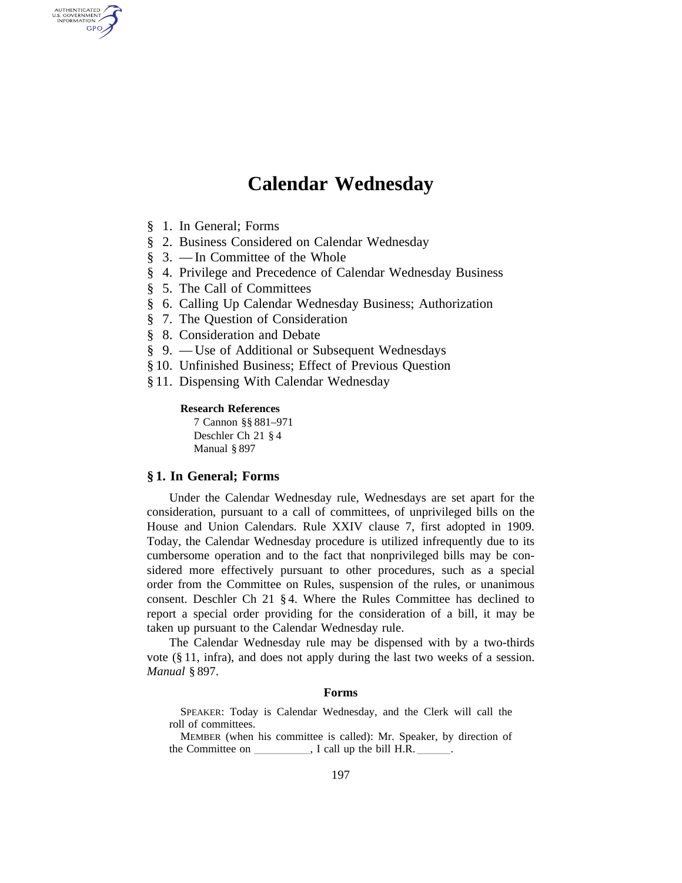# Calendar Wednesday

§ 1. In General; Forms
§ 2. Business Considered on Calendar Wednesday
§ 3. — In Committee of the Whole
§ 4. Privilege and Precedence of Calendar Wednesday Business
§ 5. The Call of Committees
§ 6. Calling Up Calendar Wednesday Business; Authorization
§ 7. The Question of Consideration
§ 8. Consideration and Debate
§ 9. — Use of Additional or Subsequent Wednesdays
§ 10. Unfinished Business; Effect of Previous Question
§ 11. Dispensing With Calendar Wednesday

**Research References**

7 Cannon §§ 881–971
Deschler Ch 21 § 4
Manual § 897

## § 1. In General; Forms

Under the Calendar Wednesday rule, Wednesdays are set apart for the consideration, pursuant to a call of committees, of unprivileged bills on the House and Union Calendars. Rule XXIV clause 7, first adopted in 1909. Today, the Calendar Wednesday procedure is utilized infrequently due to its cumbersome operation and to the fact that nonprivileged bills may be considered more effectively pursuant to other procedures, such as a special order from the Committee on Rules, suspension of the rules, or unanimous consent. Deschler Ch 21 § 4. Where the Rules Committee has declined to report a special order providing for the consideration of a bill, it may be taken up pursuant to the Calendar Wednesday rule.

The Calendar Wednesday rule may be dispensed with by a two-thirds vote (§ 11, infra), and does not apply during the last two weeks of a session. *Manual* § 897.

### Forms

SPEAKER: Today is Calendar Wednesday, and the Clerk will call the roll of committees.

MEMBER (when his committee is called): Mr. Speaker, by direction of the Committee on \_\_\_\_\_\_\_\_\_\_, I call up the bill H.R. \_\_\_\_\_\_.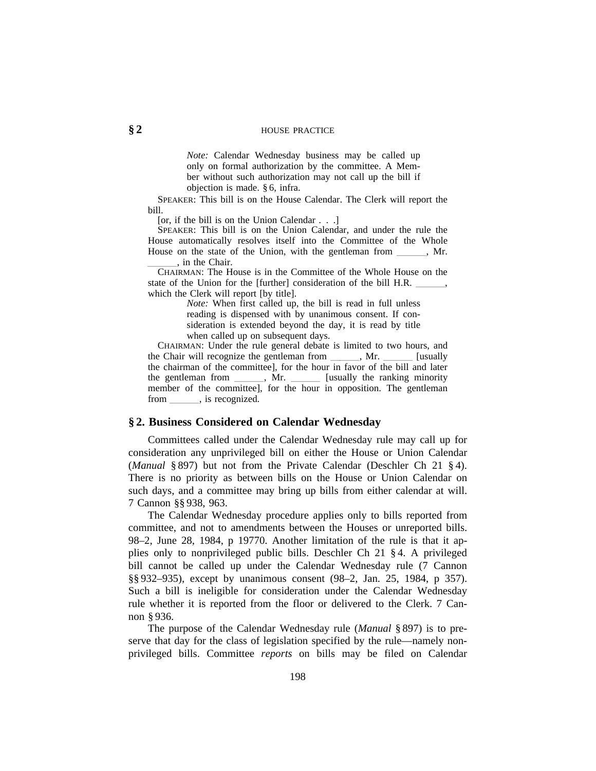> *Note:* Calendar Wednesday business may be called up only on formal authorization by the committee. A Member without such authorization may not call up the bill if objection is made. § 6, infra.

SPEAKER: This bill is on the House Calendar. The Clerk will report the bill.

[or, if the bill is on the Union Calendar . . .]

SPEAKER: This bill is on the Union Calendar, and under the rule the House automatically resolves itself into the Committee of the Whole House on the state of the Union, with the gentleman from ______, Mr. ______, in the Chair.

CHAIRMAN: The House is in the Committee of the Whole House on the state of the Union for the [further] consideration of the bill H.R. ______, which the Clerk will report [by title].

> *Note:* When first called up, the bill is read in full unless reading is dispensed with by unanimous consent. If consideration is extended beyond the day, it is read by title when called up on subsequent days.

CHAIRMAN: Under the rule general debate is limited to two hours, and the Chair will recognize the gentleman from ______, Mr. ______ [usually the chairman of the committee], for the hour in favor of the bill and later the gentleman from ______, Mr. ______ [usually the ranking minority member of the committee], for the hour in opposition. The gentleman from ______, is recognized.

## § 2. Business Considered on Calendar Wednesday

Committees called under the Calendar Wednesday rule may call up for consideration any unprivileged bill on either the House or Union Calendar (*Manual* § 897) but not from the Private Calendar (Deschler Ch 21 § 4). There is no priority as between bills on the House or Union Calendar on such days, and a committee may bring up bills from either calendar at will. 7 Cannon §§ 938, 963.

The Calendar Wednesday procedure applies only to bills reported from committee, and not to amendments between the Houses or unreported bills. 98–2, June 28, 1984, p 19770. Another limitation of the rule is that it applies only to nonprivileged public bills. Deschler Ch 21 § 4. A privileged bill cannot be called up under the Calendar Wednesday rule (7 Cannon §§ 932–935), except by unanimous consent (98–2, Jan. 25, 1984, p 357). Such a bill is ineligible for consideration under the Calendar Wednesday rule whether it is reported from the floor or delivered to the Clerk. 7 Cannon § 936.

The purpose of the Calendar Wednesday rule (*Manual* § 897) is to preserve that day for the class of legislation specified by the rule—namely nonprivileged bills. Committee *reports* on bills may be filed on Calendar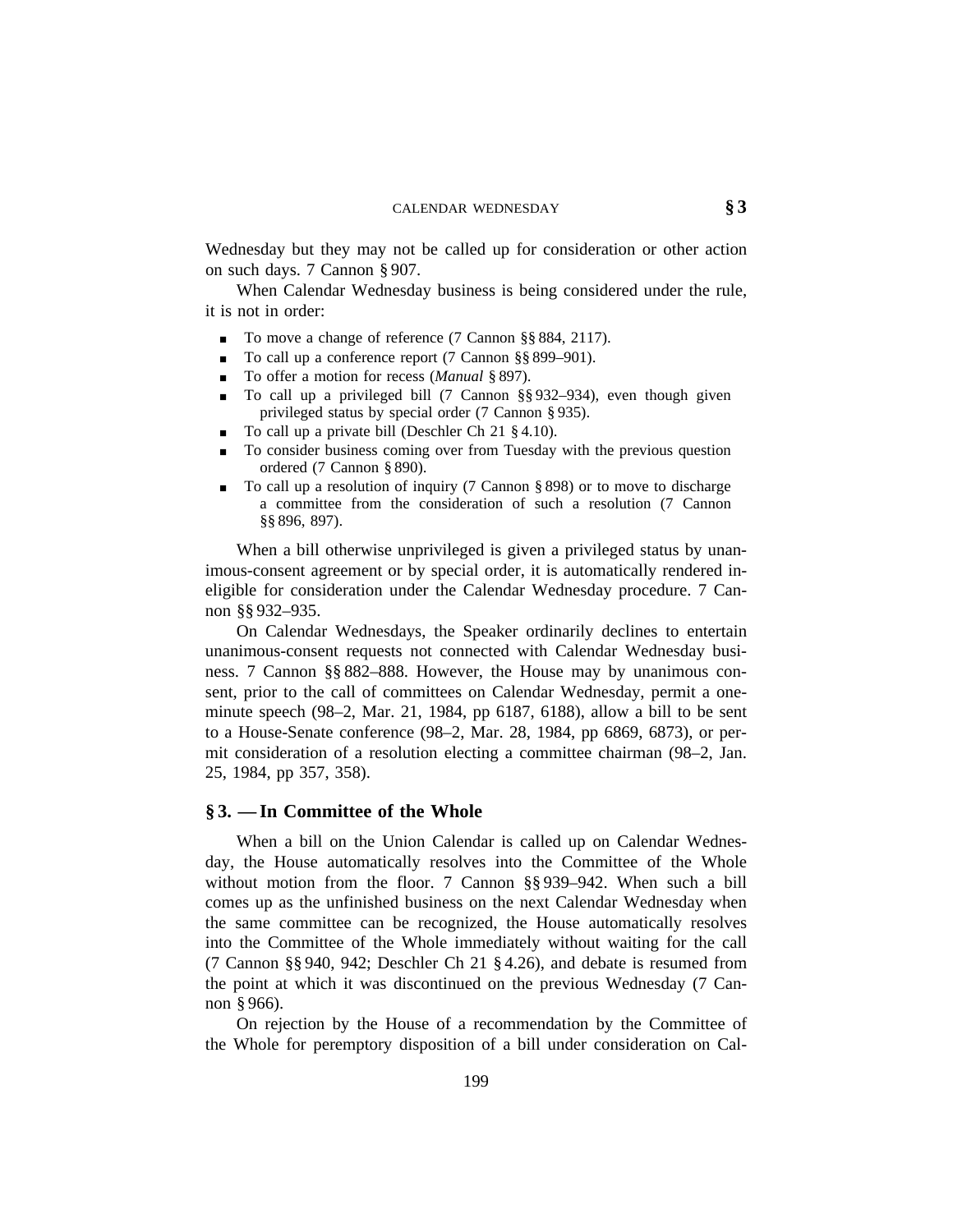Wednesday but they may not be called up for consideration or other action on such days. 7 Cannon § 907.

When Calendar Wednesday business is being considered under the rule, it is not in order:

- To move a change of reference (7 Cannon §§ 884, 2117).
- To call up a conference report (7 Cannon §§ 899–901).
- To offer a motion for recess (*Manual* § 897).
- To call up a privileged bill (7 Cannon §§ 932–934), even though given privileged status by special order (7 Cannon § 935).
- To call up a private bill (Deschler Ch 21 § 4.10).
- To consider business coming over from Tuesday with the previous question ordered (7 Cannon § 890).
- To call up a resolution of inquiry (7 Cannon § 898) or to move to discharge a committee from the consideration of such a resolution (7 Cannon §§ 896, 897).

When a bill otherwise unprivileged is given a privileged status by unanimous-consent agreement or by special order, it is automatically rendered ineligible for consideration under the Calendar Wednesday procedure. 7 Cannon §§ 932–935.

On Calendar Wednesdays, the Speaker ordinarily declines to entertain unanimous-consent requests not connected with Calendar Wednesday business. 7 Cannon §§ 882–888. However, the House may by unanimous consent, prior to the call of committees on Calendar Wednesday, permit a one-minute speech (98–2, Mar. 21, 1984, pp 6187, 6188), allow a bill to be sent to a House-Senate conference (98–2, Mar. 28, 1984, pp 6869, 6873), or permit consideration of a resolution electing a committee chairman (98–2, Jan. 25, 1984, pp 357, 358).

## § 3. — In Committee of the Whole

When a bill on the Union Calendar is called up on Calendar Wednesday, the House automatically resolves into the Committee of the Whole without motion from the floor. 7 Cannon §§ 939–942. When such a bill comes up as the unfinished business on the next Calendar Wednesday when the same committee can be recognized, the House automatically resolves into the Committee of the Whole immediately without waiting for the call (7 Cannon §§ 940, 942; Deschler Ch 21 § 4.26), and debate is resumed from the point at which it was discontinued on the previous Wednesday (7 Cannon § 966).

On rejection by the House of a recommendation by the Committee of the Whole for peremptory disposition of a bill under consideration on Cal-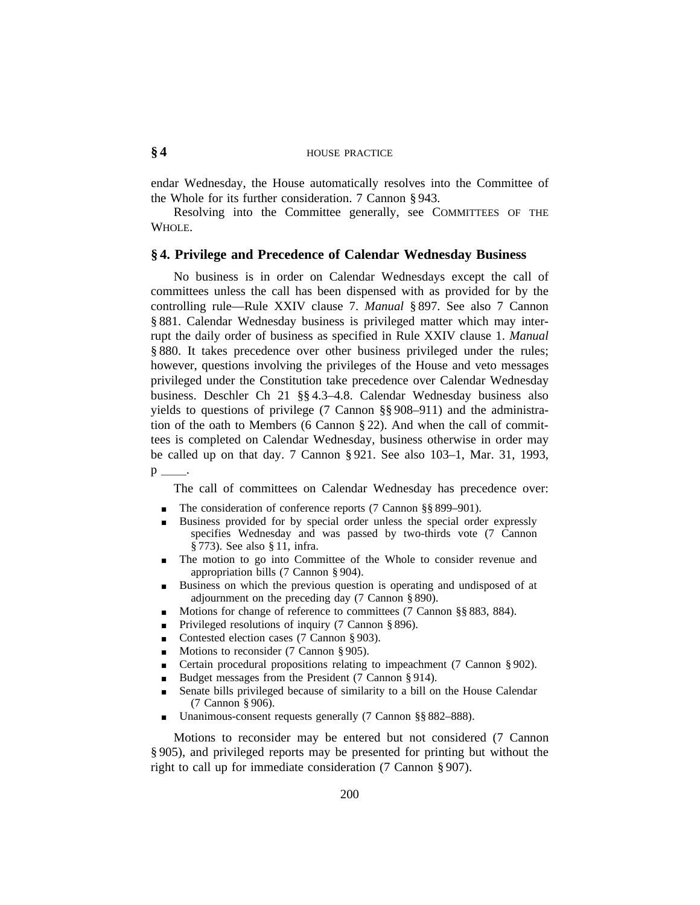endar Wednesday, the House automatically resolves into the Committee of the Whole for its further consideration. 7 Cannon § 943.

Resolving into the Committee generally, see COMMITTEES OF THE WHOLE.

## § 4. Privilege and Precedence of Calendar Wednesday Business

No business is in order on Calendar Wednesdays except the call of committees unless the call has been dispensed with as provided for by the controlling rule—Rule XXIV clause 7. *Manual* § 897. See also 7 Cannon § 881. Calendar Wednesday business is privileged matter which may interrupt the daily order of business as specified in Rule XXIV clause 1. *Manual* § 880. It takes precedence over other business privileged under the rules; however, questions involving the privileges of the House and veto messages privileged under the Constitution take precedence over Calendar Wednesday business. Deschler Ch 21 §§ 4.3–4.8. Calendar Wednesday business also yields to questions of privilege (7 Cannon §§ 908–911) and the administration of the oath to Members (6 Cannon § 22). And when the call of committees is completed on Calendar Wednesday, business otherwise in order may be called up on that day. 7 Cannon § 921. See also 103–1, Mar. 31, 1993, p ____.

The call of committees on Calendar Wednesday has precedence over:

- The consideration of conference reports (7 Cannon §§ 899–901).
- Business provided for by special order unless the special order expressly specifies Wednesday and was passed by two-thirds vote (7 Cannon § 773). See also § 11, infra.
- The motion to go into Committee of the Whole to consider revenue and appropriation bills (7 Cannon § 904).
- Business on which the previous question is operating and undisposed of at adjournment on the preceding day (7 Cannon § 890).
- Motions for change of reference to committees (7 Cannon §§ 883, 884).
- Privileged resolutions of inquiry (7 Cannon § 896).
- Contested election cases (7 Cannon § 903).
- Motions to reconsider (7 Cannon § 905).
- Certain procedural propositions relating to impeachment (7 Cannon § 902).
- Budget messages from the President (7 Cannon § 914).
- Senate bills privileged because of similarity to a bill on the House Calendar (7 Cannon § 906).
- Unanimous-consent requests generally (7 Cannon §§ 882–888).

Motions to reconsider may be entered but not considered (7 Cannon § 905), and privileged reports may be presented for printing but without the right to call up for immediate consideration (7 Cannon § 907).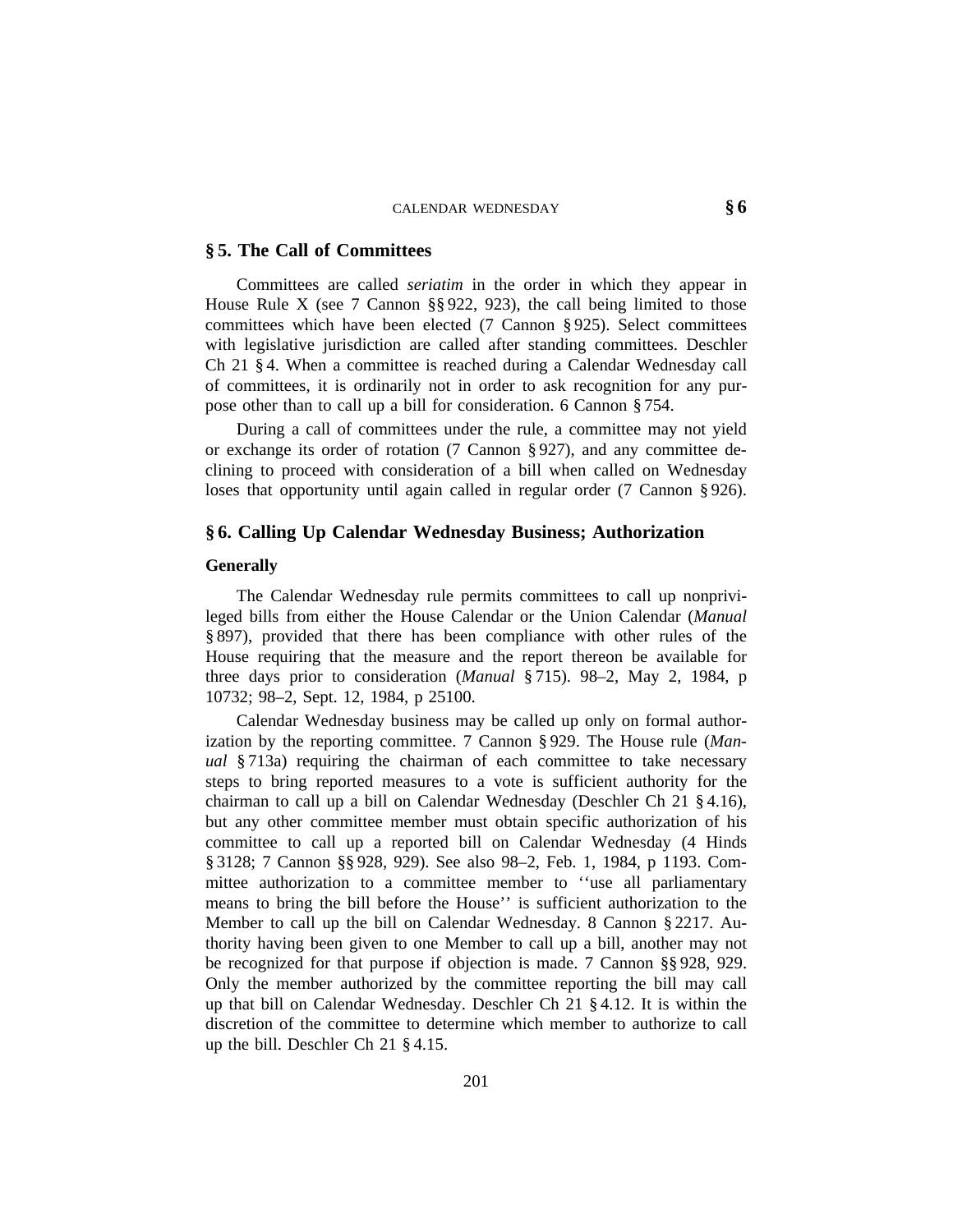## § 5. The Call of Committees

Committees are called *seriatim* in the order in which they appear in House Rule X (see 7 Cannon §§ 922, 923), the call being limited to those committees which have been elected (7 Cannon § 925). Select committees with legislative jurisdiction are called after standing committees. Deschler Ch 21 § 4. When a committee is reached during a Calendar Wednesday call of committees, it is ordinarily not in order to ask recognition for any purpose other than to call up a bill for consideration. 6 Cannon § 754.

During a call of committees under the rule, a committee may not yield or exchange its order of rotation (7 Cannon § 927), and any committee declining to proceed with consideration of a bill when called on Wednesday loses that opportunity until again called in regular order (7 Cannon § 926).

## § 6. Calling Up Calendar Wednesday Business; Authorization

### Generally

The Calendar Wednesday rule permits committees to call up nonprivileged bills from either the House Calendar or the Union Calendar (*Manual* § 897), provided that there has been compliance with other rules of the House requiring that the measure and the report thereon be available for three days prior to consideration (*Manual* § 715). 98–2, May 2, 1984, p 10732; 98–2, Sept. 12, 1984, p 25100.

Calendar Wednesday business may be called up only on formal authorization by the reporting committee. 7 Cannon § 929. The House rule (*Manual* § 713a) requiring the chairman of each committee to take necessary steps to bring reported measures to a vote is sufficient authority for the chairman to call up a bill on Calendar Wednesday (Deschler Ch 21 § 4.16), but any other committee member must obtain specific authorization of his committee to call up a reported bill on Calendar Wednesday (4 Hinds § 3128; 7 Cannon §§ 928, 929). See also 98–2, Feb. 1, 1984, p 1193. Committee authorization to a committee member to ''use all parliamentary means to bring the bill before the House'' is sufficient authorization to the Member to call up the bill on Calendar Wednesday. 8 Cannon § 2217. Authority having been given to one Member to call up a bill, another may not be recognized for that purpose if objection is made. 7 Cannon §§ 928, 929. Only the member authorized by the committee reporting the bill may call up that bill on Calendar Wednesday. Deschler Ch 21 § 4.12. It is within the discretion of the committee to determine which member to authorize to call up the bill. Deschler Ch 21 § 4.15.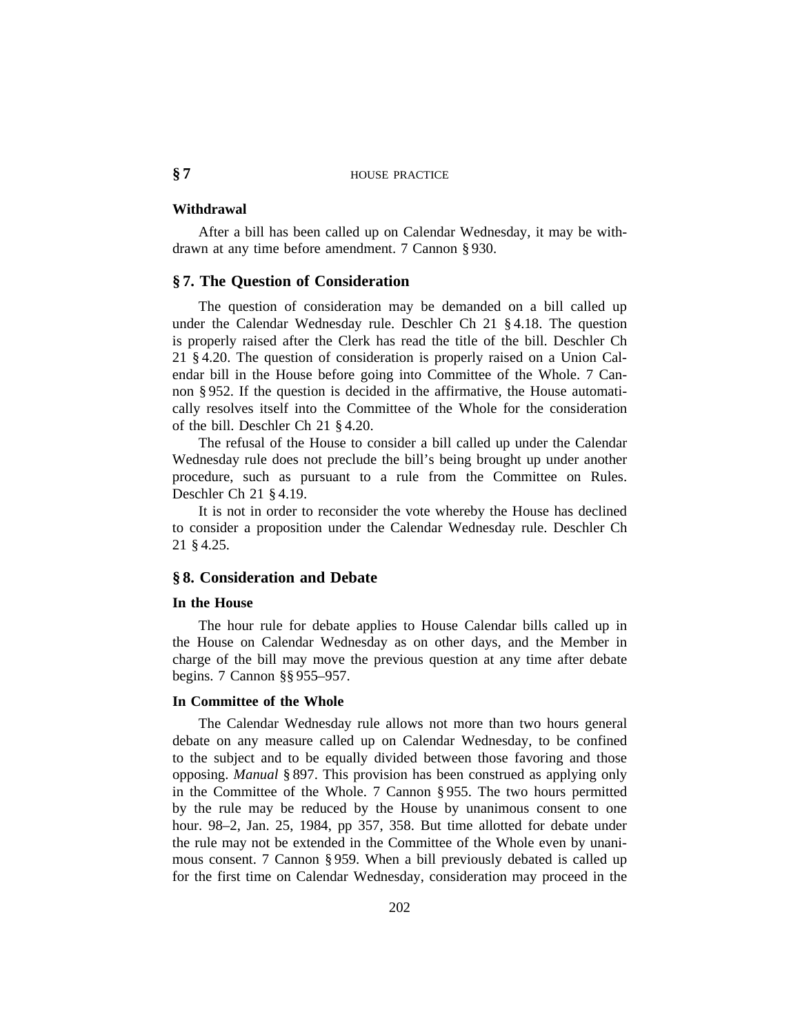### Withdrawal

After a bill has been called up on Calendar Wednesday, it may be withdrawn at any time before amendment. 7 Cannon § 930.

## § 7. The Question of Consideration

The question of consideration may be demanded on a bill called up under the Calendar Wednesday rule. Deschler Ch 21 § 4.18. The question is properly raised after the Clerk has read the title of the bill. Deschler Ch 21 § 4.20. The question of consideration is properly raised on a Union Calendar bill in the House before going into Committee of the Whole. 7 Cannon § 952. If the question is decided in the affirmative, the House automatically resolves itself into the Committee of the Whole for the consideration of the bill. Deschler Ch 21 § 4.20.

The refusal of the House to consider a bill called up under the Calendar Wednesday rule does not preclude the bill's being brought up under another procedure, such as pursuant to a rule from the Committee on Rules. Deschler Ch 21 § 4.19.

It is not in order to reconsider the vote whereby the House has declined to consider a proposition under the Calendar Wednesday rule. Deschler Ch 21 § 4.25.

## § 8. Consideration and Debate

### In the House

The hour rule for debate applies to House Calendar bills called up in the House on Calendar Wednesday as on other days, and the Member in charge of the bill may move the previous question at any time after debate begins. 7 Cannon §§ 955–957.

### In Committee of the Whole

The Calendar Wednesday rule allows not more than two hours general debate on any measure called up on Calendar Wednesday, to be confined to the subject and to be equally divided between those favoring and those opposing. *Manual* § 897. This provision has been construed as applying only in the Committee of the Whole. 7 Cannon § 955. The two hours permitted by the rule may be reduced by the House by unanimous consent to one hour. 98–2, Jan. 25, 1984, pp 357, 358. But time allotted for debate under the rule may not be extended in the Committee of the Whole even by unanimous consent. 7 Cannon § 959. When a bill previously debated is called up for the first time on Calendar Wednesday, consideration may proceed in the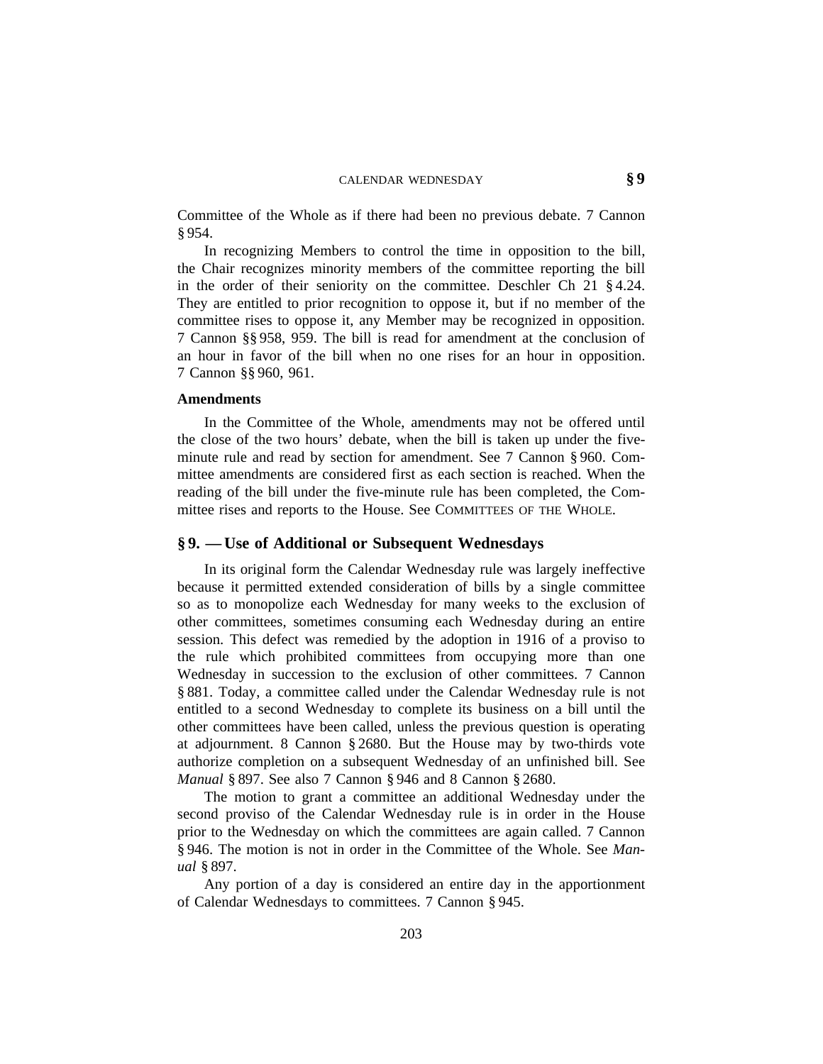Committee of the Whole as if there had been no previous debate. 7 Cannon § 954.

In recognizing Members to control the time in opposition to the bill, the Chair recognizes minority members of the committee reporting the bill in the order of their seniority on the committee. Deschler Ch 21 § 4.24. They are entitled to prior recognition to oppose it, but if no member of the committee rises to oppose it, any Member may be recognized in opposition. 7 Cannon §§ 958, 959. The bill is read for amendment at the conclusion of an hour in favor of the bill when no one rises for an hour in opposition. 7 Cannon §§ 960, 961.

### Amendments

In the Committee of the Whole, amendments may not be offered until the close of the two hours' debate, when the bill is taken up under the five-minute rule and read by section for amendment. See 7 Cannon § 960. Committee amendments are considered first as each section is reached. When the reading of the bill under the five-minute rule has been completed, the Committee rises and reports to the House. See COMMITTEES OF THE WHOLE.

## § 9. — Use of Additional or Subsequent Wednesdays

In its original form the Calendar Wednesday rule was largely ineffective because it permitted extended consideration of bills by a single committee so as to monopolize each Wednesday for many weeks to the exclusion of other committees, sometimes consuming each Wednesday during an entire session. This defect was remedied by the adoption in 1916 of a proviso to the rule which prohibited committees from occupying more than one Wednesday in succession to the exclusion of other committees. 7 Cannon § 881. Today, a committee called under the Calendar Wednesday rule is not entitled to a second Wednesday to complete its business on a bill until the other committees have been called, unless the previous question is operating at adjournment. 8 Cannon § 2680. But the House may by two-thirds vote authorize completion on a subsequent Wednesday of an unfinished bill. See *Manual* § 897. See also 7 Cannon § 946 and 8 Cannon § 2680.

The motion to grant a committee an additional Wednesday under the second proviso of the Calendar Wednesday rule is in order in the House prior to the Wednesday on which the committees are again called. 7 Cannon § 946. The motion is not in order in the Committee of the Whole. See *Manual* § 897.

Any portion of a day is considered an entire day in the apportionment of Calendar Wednesdays to committees. 7 Cannon § 945.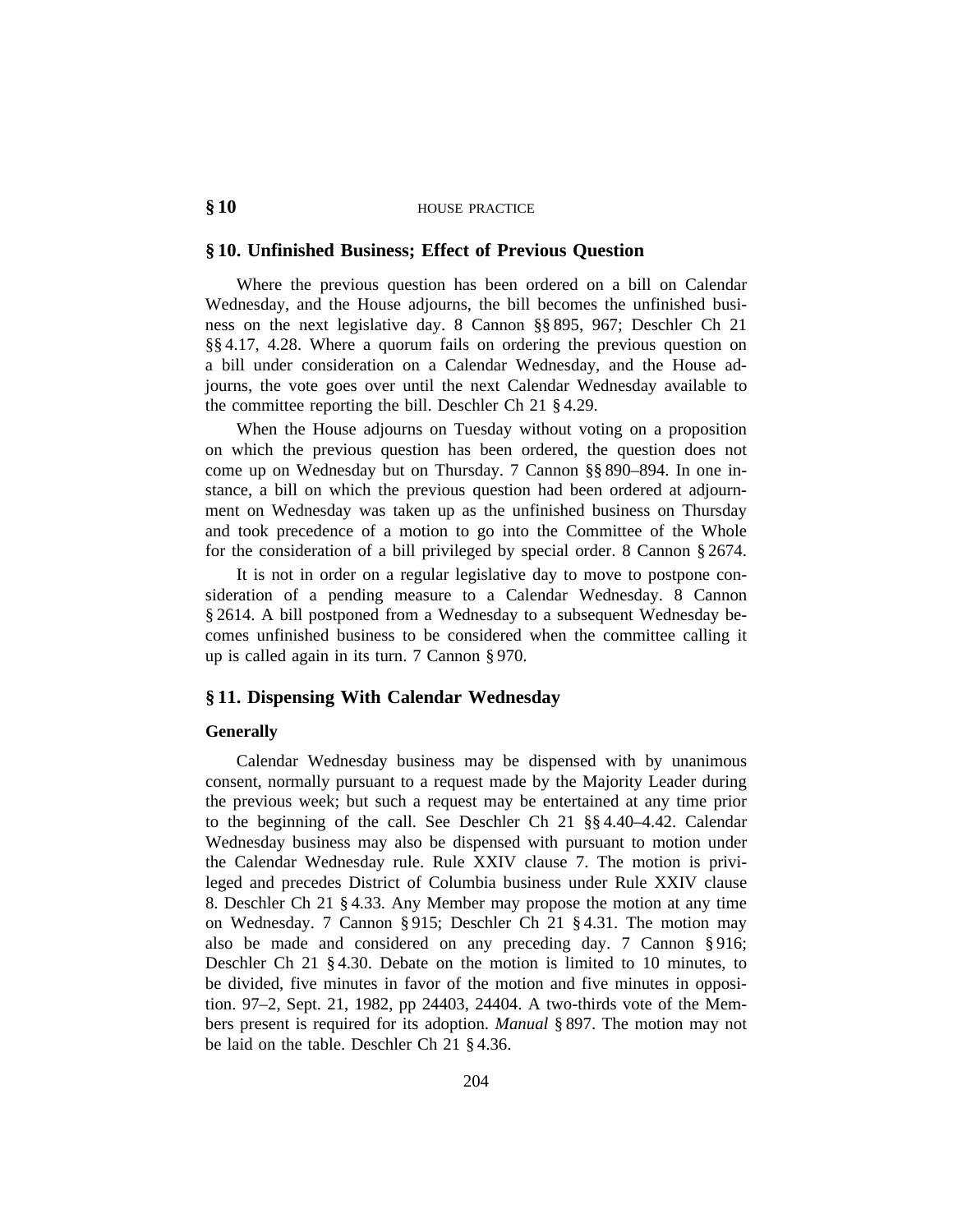## § 10. Unfinished Business; Effect of Previous Question

Where the previous question has been ordered on a bill on Calendar Wednesday, and the House adjourns, the bill becomes the unfinished business on the next legislative day. 8 Cannon §§ 895, 967; Deschler Ch 21 §§ 4.17, 4.28. Where a quorum fails on ordering the previous question on a bill under consideration on a Calendar Wednesday, and the House adjourns, the vote goes over until the next Calendar Wednesday available to the committee reporting the bill. Deschler Ch 21 § 4.29.

When the House adjourns on Tuesday without voting on a proposition on which the previous question has been ordered, the question does not come up on Wednesday but on Thursday. 7 Cannon §§ 890–894. In one instance, a bill on which the previous question had been ordered at adjournment on Wednesday was taken up as the unfinished business on Thursday and took precedence of a motion to go into the Committee of the Whole for the consideration of a bill privileged by special order. 8 Cannon § 2674.

It is not in order on a regular legislative day to move to postpone consideration of a pending measure to a Calendar Wednesday. 8 Cannon § 2614. A bill postponed from a Wednesday to a subsequent Wednesday becomes unfinished business to be considered when the committee calling it up is called again in its turn. 7 Cannon § 970.

## § 11. Dispensing With Calendar Wednesday

### Generally

Calendar Wednesday business may be dispensed with by unanimous consent, normally pursuant to a request made by the Majority Leader during the previous week; but such a request may be entertained at any time prior to the beginning of the call. See Deschler Ch 21 §§ 4.40–4.42. Calendar Wednesday business may also be dispensed with pursuant to motion under the Calendar Wednesday rule. Rule XXIV clause 7. The motion is privileged and precedes District of Columbia business under Rule XXIV clause 8. Deschler Ch 21 § 4.33. Any Member may propose the motion at any time on Wednesday. 7 Cannon § 915; Deschler Ch 21 § 4.31. The motion may also be made and considered on any preceding day. 7 Cannon § 916; Deschler Ch 21 § 4.30. Debate on the motion is limited to 10 minutes, to be divided, five minutes in favor of the motion and five minutes in opposition. 97–2, Sept. 21, 1982, pp 24403, 24404. A two-thirds vote of the Members present is required for its adoption. *Manual* § 897. The motion may not be laid on the table. Deschler Ch 21 § 4.36.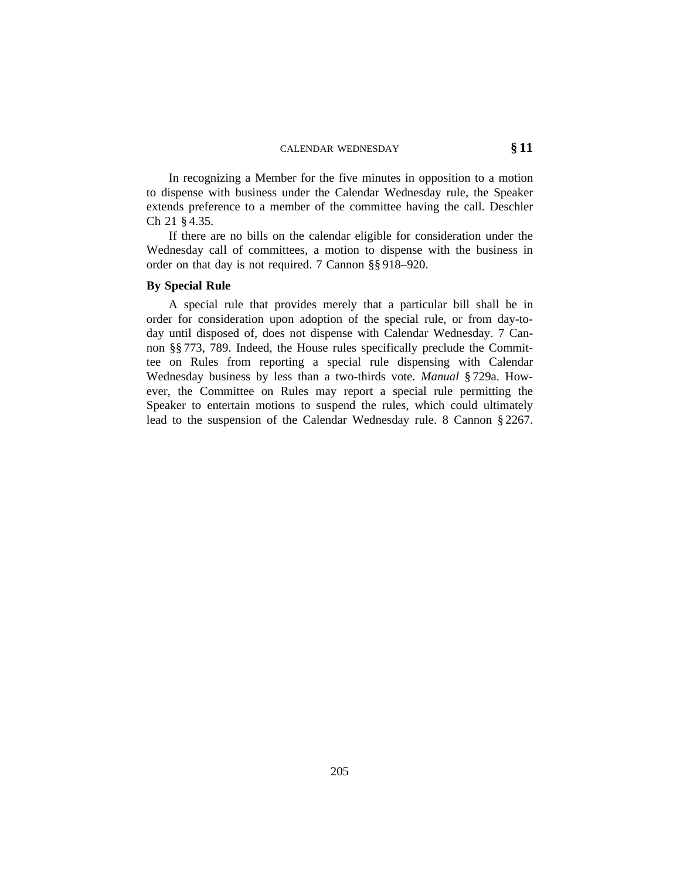In recognizing a Member for the five minutes in opposition to a motion to dispense with business under the Calendar Wednesday rule, the Speaker extends preference to a member of the committee having the call. Deschler Ch 21 § 4.35.

If there are no bills on the calendar eligible for consideration under the Wednesday call of committees, a motion to dispense with the business in order on that day is not required. 7 Cannon §§ 918–920.

### By Special Rule

A special rule that provides merely that a particular bill shall be in order for consideration upon adoption of the special rule, or from day-to-day until disposed of, does not dispense with Calendar Wednesday. 7 Cannon §§ 773, 789. Indeed, the House rules specifically preclude the Committee on Rules from reporting a special rule dispensing with Calendar Wednesday business by less than a two-thirds vote. *Manual* § 729a. However, the Committee on Rules may report a special rule permitting the Speaker to entertain motions to suspend the rules, which could ultimately lead to the suspension of the Calendar Wednesday rule. 8 Cannon § 2267.